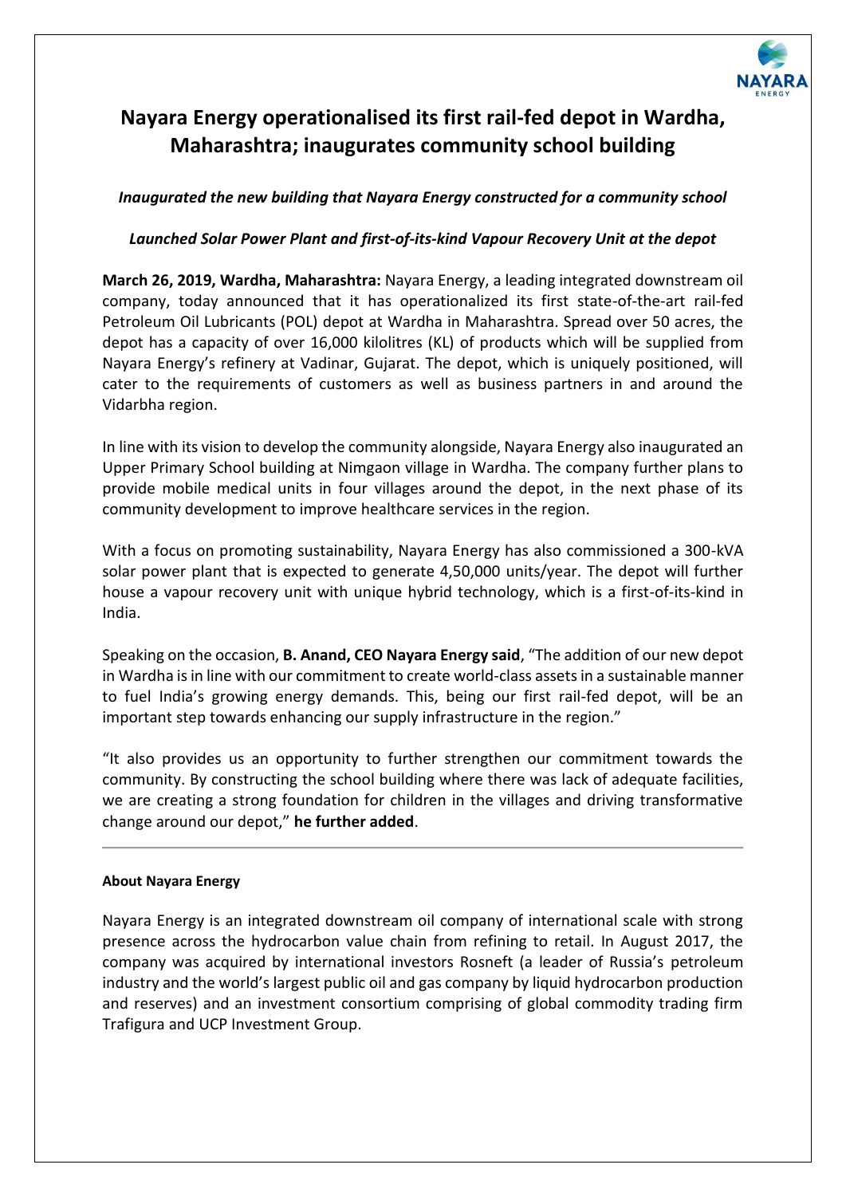# Nayara Energy operationalised its first rail-fed depot in Wardha, Maharashtra; inaugurates community school building

*Inaugurated the new building that Nayara Energy constructed for a community school*

*Launched Solar Power Plant and first-of-its-kind Vapour Recovery Unit at the depot*

**March 26, 2019, Wardha, Maharashtra:** Nayara Energy, a leading integrated downstream oil company, today announced that it has operationalized its first state-of-the-art rail-fed Petroleum Oil Lubricants (POL) depot at Wardha in Maharashtra. Spread over 50 acres, the depot has a capacity of over 16,000 kilolitres (KL) of products which will be supplied from Nayara Energy's refinery at Vadinar, Gujarat. The depot, which is uniquely positioned, will cater to the requirements of customers as well as business partners in and around the Vidarbha region.

In line with its vision to develop the community alongside, Nayara Energy also inaugurated an Upper Primary School building at Nimgaon village in Wardha. The company further plans to provide mobile medical units in four villages around the depot, in the next phase of its community development to improve healthcare services in the region.

With a focus on promoting sustainability, Nayara Energy has also commissioned a 300-kVA solar power plant that is expected to generate 4,50,000 units/year. The depot will further house a vapour recovery unit with unique hybrid technology, which is a first-of-its-kind in India.

Speaking on the occasion, **B. Anand, CEO Nayara Energy said**, "The addition of our new depot in Wardha is in line with our commitment to create world-class assets in a sustainable manner to fuel India's growing energy demands. This, being our first rail-fed depot, will be an important step towards enhancing our supply infrastructure in the region."

"It also provides us an opportunity to further strengthen our commitment towards the community. By constructing the school building where there was lack of adequate facilities, we are creating a strong foundation for children in the villages and driving transformative change around our depot," **he further added**.

---

**About Nayara Energy**

Nayara Energy is an integrated downstream oil company of international scale with strong presence across the hydrocarbon value chain from refining to retail. In August 2017, the company was acquired by international investors Rosneft (a leader of Russia's petroleum industry and the world's largest public oil and gas company by liquid hydrocarbon production and reserves) and an investment consortium comprising of global commodity trading firm Trafigura and UCP Investment Group.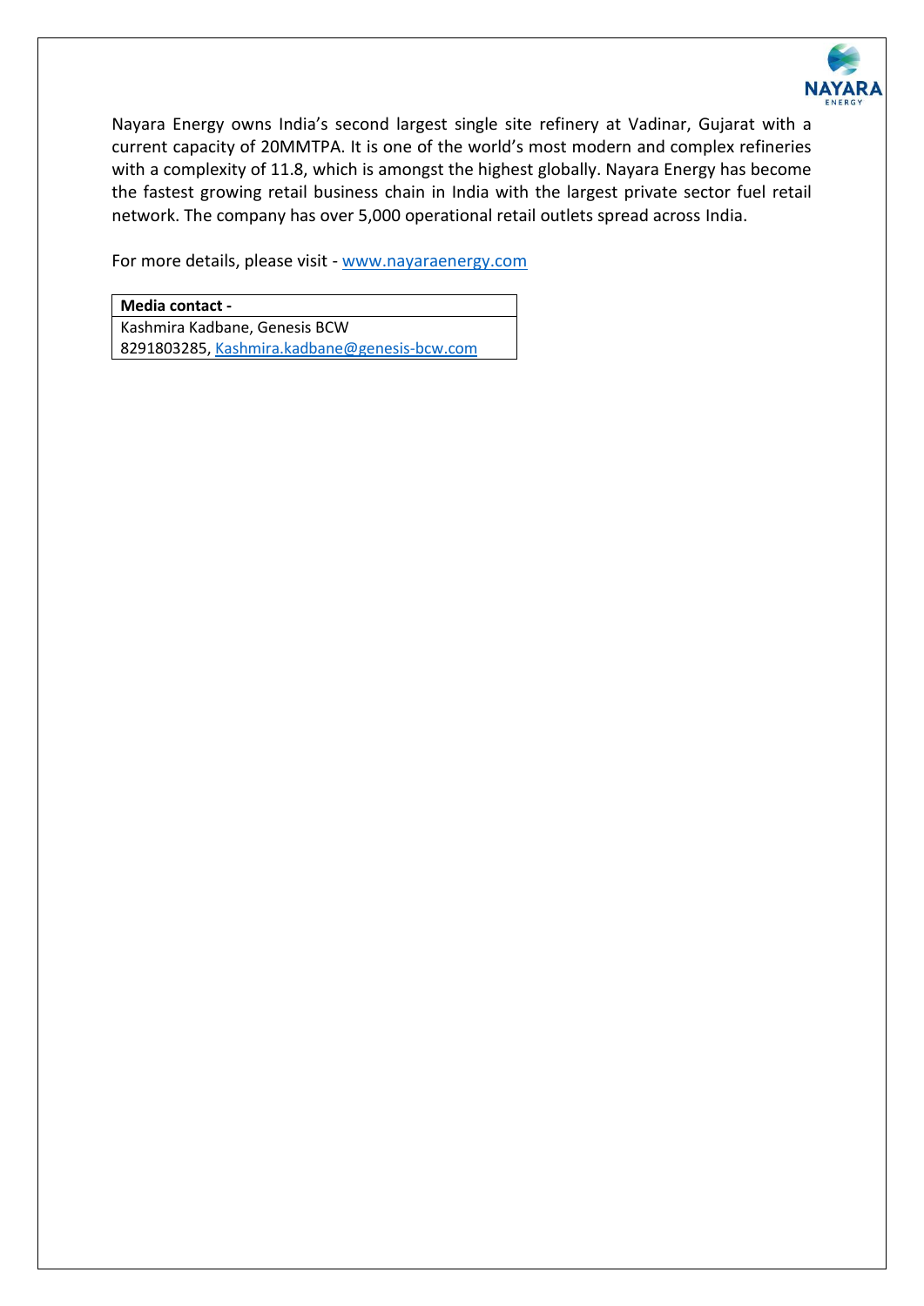Nayara Energy owns India's second largest single site refinery at Vadinar, Gujarat with a current capacity of 20MMTPA. It is one of the world's most modern and complex refineries with a complexity of 11.8, which is amongst the highest globally. Nayara Energy has become the fastest growing retail business chain in India with the largest private sector fuel retail network. The company has over 5,000 operational retail outlets spread across India.

For more details, please visit - www.nayaraenergy.com

| **Media contact -** |
| --- |
| Kashmira Kadbane, Genesis BCW<br>8291803285, Kashmira.kadbane@genesis-bcw.com |